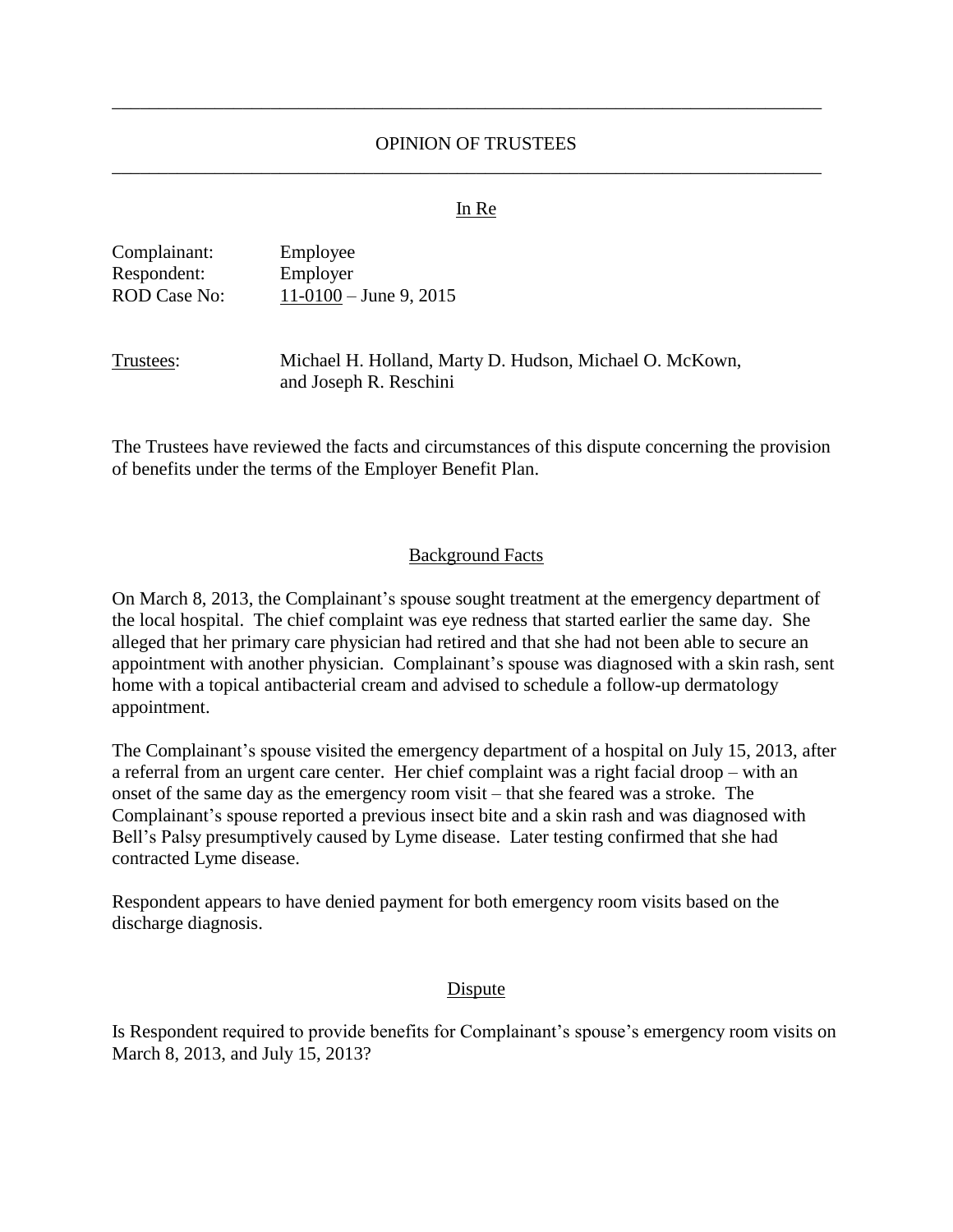# OPINION OF TRUSTEES

In Re

Complainant: Employee
Respondent: Employer
ROD Case No: 11-0100 – June 9, 2015

Trustees: Michael H. Holland, Marty D. Hudson, Michael O. McKown, and Joseph R. Reschini

The Trustees have reviewed the facts and circumstances of this dispute concerning the provision of benefits under the terms of the Employer Benefit Plan.

## Background Facts

On March 8, 2013, the Complainant's spouse sought treatment at the emergency department of the local hospital. The chief complaint was eye redness that started earlier the same day. She alleged that her primary care physician had retired and that she had not been able to secure an appointment with another physician. Complainant's spouse was diagnosed with a skin rash, sent home with a topical antibacterial cream and advised to schedule a follow-up dermatology appointment.

The Complainant's spouse visited the emergency department of a hospital on July 15, 2013, after a referral from an urgent care center. Her chief complaint was a right facial droop – with an onset of the same day as the emergency room visit – that she feared was a stroke. The Complainant's spouse reported a previous insect bite and a skin rash and was diagnosed with Bell's Palsy presumptively caused by Lyme disease. Later testing confirmed that she had contracted Lyme disease.

Respondent appears to have denied payment for both emergency room visits based on the discharge diagnosis.

## Dispute

Is Respondent required to provide benefits for Complainant's spouse's emergency room visits on March 8, 2013, and July 15, 2013?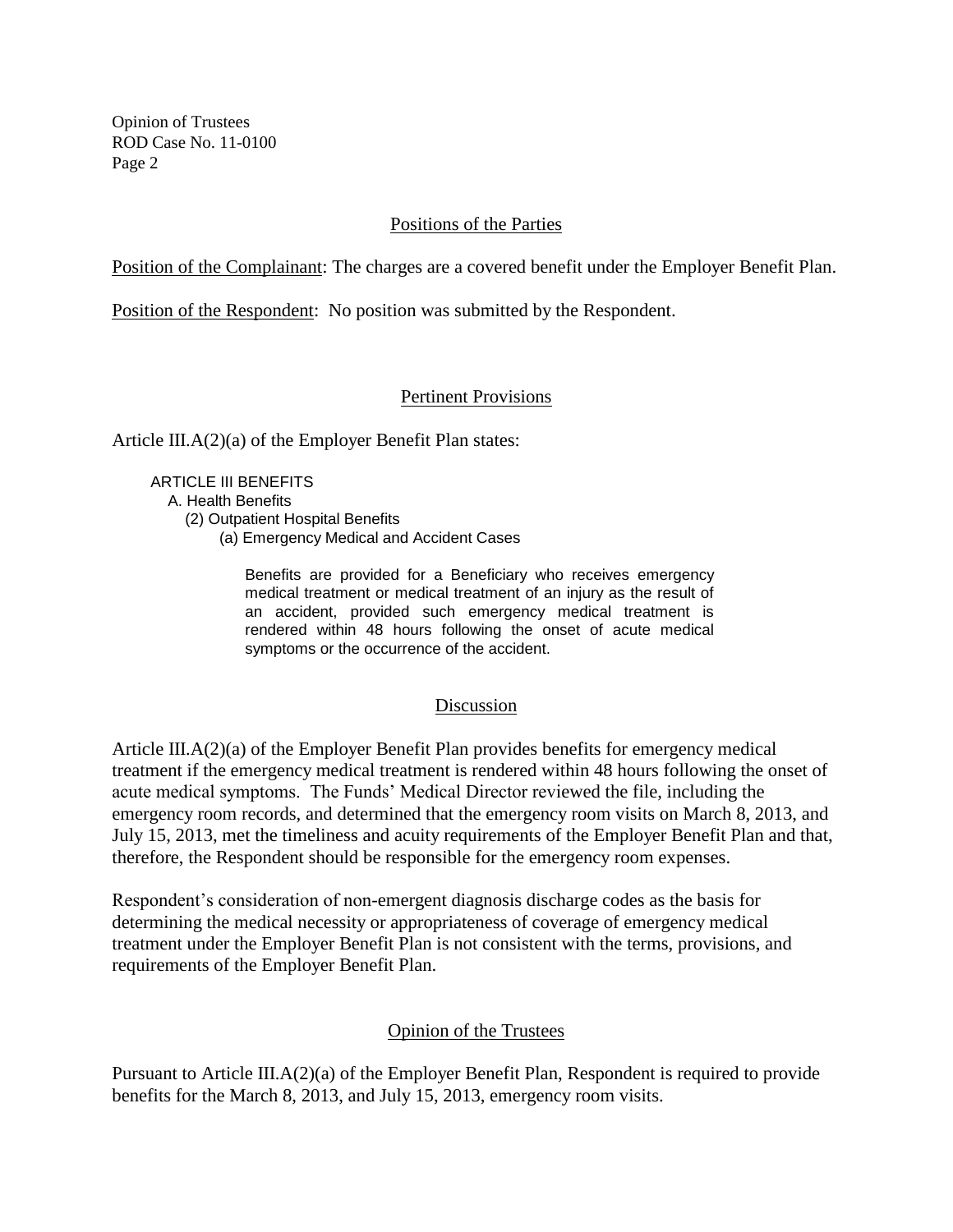## Positions of the Parties

Position of the Complainant: The charges are a covered benefit under the Employer Benefit Plan.

Position of the Respondent: No position was submitted by the Respondent.

## Pertinent Provisions

Article III.A(2)(a) of the Employer Benefit Plan states:

> ARTICLE III BENEFITS
> A. Health Benefits
> (2) Outpatient Hospital Benefits
> (a) Emergency Medical and Accident Cases
>
> Benefits are provided for a Beneficiary who receives emergency medical treatment or medical treatment of an injury as the result of an accident, provided such emergency medical treatment is rendered within 48 hours following the onset of acute medical symptoms or the occurrence of the accident.

## Discussion

Article III.A(2)(a) of the Employer Benefit Plan provides benefits for emergency medical treatment if the emergency medical treatment is rendered within 48 hours following the onset of acute medical symptoms. The Funds' Medical Director reviewed the file, including the emergency room records, and determined that the emergency room visits on March 8, 2013, and July 15, 2013, met the timeliness and acuity requirements of the Employer Benefit Plan and that, therefore, the Respondent should be responsible for the emergency room expenses.

Respondent's consideration of non-emergent diagnosis discharge codes as the basis for determining the medical necessity or appropriateness of coverage of emergency medical treatment under the Employer Benefit Plan is not consistent with the terms, provisions, and requirements of the Employer Benefit Plan.

## Opinion of the Trustees

Pursuant to Article III.A(2)(a) of the Employer Benefit Plan, Respondent is required to provide benefits for the March 8, 2013, and July 15, 2013, emergency room visits.